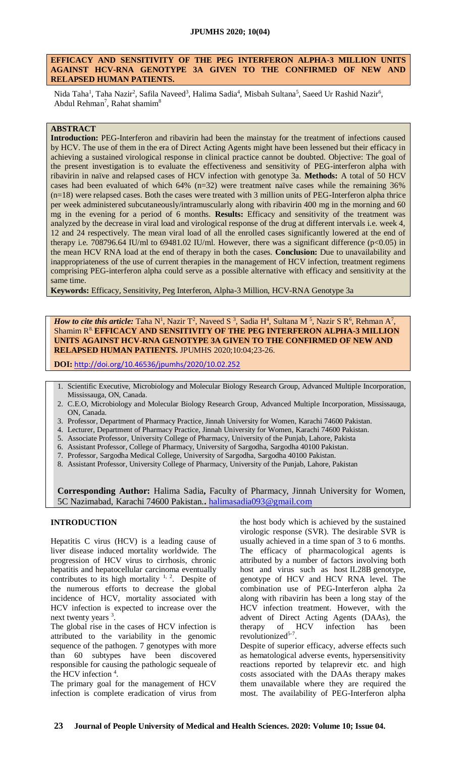# EFFICACY AND SENSITIVITY OF THE PEG INTERFERON ALPHA-3 MILLION UNITS AGAINST HCV-RNA GENOTYPE 3A GIVEN TO THE CONFIRMED OF NEW AND RELAPSED HUMAN PATIENTS.

Nida Taha[1], Taha Nazir[2], Safila Naveed[3], Halima Sadia[4], Misbah Sultana[5], Saeed Ur Rashid Nazir[6], Abdul Rehman[7], Rahat shamim[8]

## ABSTRACT

**Introduction:** PEG-Interferon and ribavirin had been the mainstay for the treatment of infections caused by HCV. The use of them in the era of Direct Acting Agents might have been lessened but their efficacy in achieving a sustained virological response in clinical practice cannot be doubted. Objective: The goal of the present investigation is to evaluate the effectiveness and sensitivity of PEG-interferon alpha with ribavirin in naïve and relapsed cases of HCV infection with genotype 3a. **Methods:** A total of 50 HCV cases had been evaluated of which 64% (n=32) were treatment naïve cases while the remaining 36% (n=18) were relapsed cases. Both the cases were treated with 3 million units of PEG-Interferon alpha thrice per week administered subcutaneously/intramuscularly along with ribavirin 400 mg in the morning and 60 mg in the evening for a period of 6 months. **Results:** Efficacy and sensitivity of the treatment was analyzed by the decrease in viral load and virological response of the drug at different intervals i.e. week 4, 12 and 24 respectively. The mean viral load of all the enrolled cases significantly lowered at the end of therapy i.e. 708796.64 IU/ml to 69481.02 IU/ml. However, there was a significant difference ($p<0.05$) in the mean HCV RNA load at the end of therapy in both the cases. **Conclusion:** Due to unavailability and inappropriateness of the use of current therapies in the management of HCV infection, treatment regimens comprising PEG-interferon alpha could serve as a possible alternative with efficacy and sensitivity at the same time.

**Keywords:** Efficacy, Sensitivity, Peg Interferon, Alpha-3 Million, HCV-RNA Genotype 3a

***How to cite this article:*** Taha N[1], Nazir T[2], Naveed S[3], Sadia H[4], Sultana M[5], Nazir S R[6], Rehman A[7], Shamim R[8]. **EFFICACY AND SENSITIVITY OF THE PEG INTERFERON ALPHA-3 MILLION UNITS AGAINST HCV-RNA GENOTYPE 3A GIVEN TO THE CONFIRMED OF NEW AND RELAPSED HUMAN PATIENTS.** JPUMHS 2020;10:04;23-26.

**DOI:** http://doi.org/10.46536/jpumhs/2020/10.02.252

1. Scientific Executive, Microbiology and Molecular Biology Research Group, Advanced Multiple Incorporation, Mississauga, ON, Canada.
2. C.E.O, Microbiology and Molecular Biology Research Group, Advanced Multiple Incorporation, Mississauga, ON, Canada.
3. Professor, Department of Pharmacy Practice, Jinnah University for Women, Karachi 74600 Pakistan.
4. Lecturer, Department of Pharmacy Practice, Jinnah University for Women, Karachi 74600 Pakistan.
5. Associate Professor, University College of Pharmacy, University of the Punjab, Lahore, Pakista
6. Assistant Professor, College of Pharmacy, University of Sargodha, Sargodha 40100 Pakistan.
7. Professor, Sargodha Medical College, University of Sargodha, Sargodha 40100 Pakistan.
8. Assistant Professor, University College of Pharmacy, University of the Punjab, Lahore, Pakistan

**Corresponding Author:** Halima Sadia**,** Faculty of Pharmacy, Jinnah University for Women, 5C Nazimabad, Karachi 74600 Pakistan.. halimasadia093@gmail.com

## INTRODUCTION

Hepatitis C virus (HCV) is a leading cause of liver disease induced mortality worldwide. The progression of HCV virus to cirrhosis, chronic hepatitis and hepatocellular carcinoma eventually contributes to its high mortality [1, 2]. Despite of the numerous efforts to decrease the global incidence of HCV, mortality associated with HCV infection is expected to increase over the next twenty years [3].

The global rise in the cases of HCV infection is attributed to the variability in the genomic sequence of the pathogen. 7 genotypes with more than 60 subtypes have been discovered responsible for causing the pathologic sequeale of the HCV infection [4].

The primary goal for the management of HCV infection is complete eradication of virus from the host body which is achieved by the sustained virologic response (SVR). The desirable SVR is usually achieved in a time span of 3 to 6 months. The efficacy of pharmacological agents is attributed by a number of factors involving both host and virus such as host IL28B genotype, genotype of HCV and HCV RNA level. The combination use of PEG-Interferon alpha 2a along with ribavirin has been a long stay of the HCV infection treatment. However, with the advent of Direct Acting Agents (DAAs), the therapy of HCV infection has been revolutionized[5-7].

Despite of superior efficacy, adverse effects such as hematological adverse events, hypersensitivity reactions reported by telaprevir etc. and high costs associated with the DAAs therapy makes them unavailable where they are required the most. The availability of PEG-Interferon alpha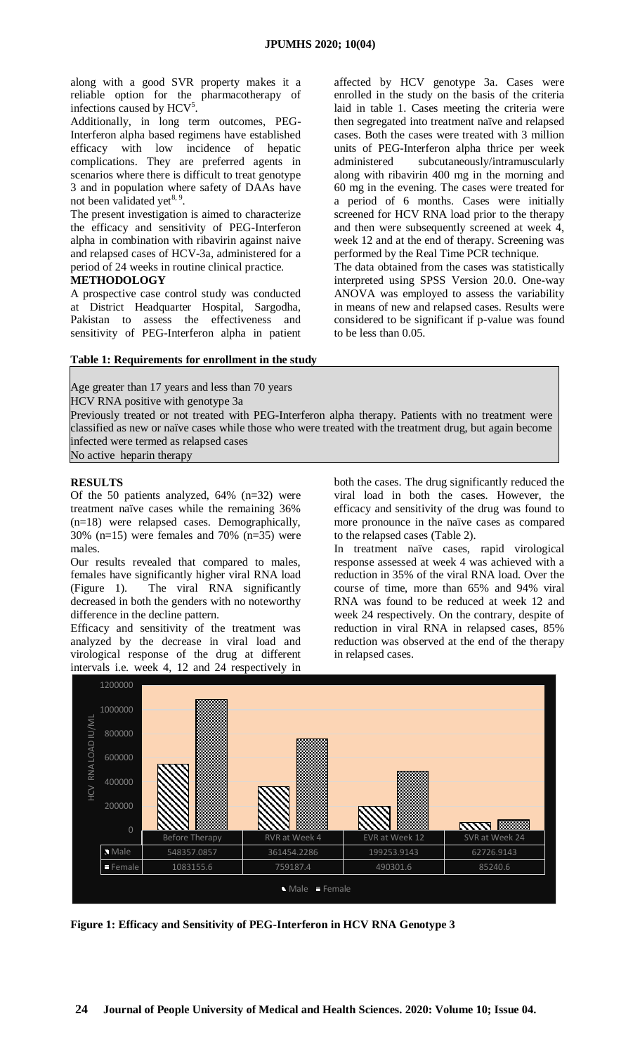along with a good SVR property makes it a reliable option for the pharmacotherapy of infections caused by HCV[5].

Additionally, in long term outcomes, PEG-Interferon alpha based regimens have established efficacy with low incidence of hepatic complications. They are preferred agents in scenarios where there is difficult to treat genotype 3 and in population where safety of DAAs have not been validated yet[8, 9].

The present investigation is aimed to characterize the efficacy and sensitivity of PEG-Interferon alpha in combination with ribavirin against naive and relapsed cases of HCV-3a, administered for a period of 24 weeks in routine clinical practice.

## METHODOLOGY

A prospective case control study was conducted at District Headquarter Hospital, Sargodha, Pakistan to assess the effectiveness and sensitivity of PEG-Interferon alpha in patient affected by HCV genotype 3a. Cases were enrolled in the study on the basis of the criteria laid in table 1. Cases meeting the criteria were then segregated into treatment naïve and relapsed cases. Both the cases were treated with 3 million units of PEG-Interferon alpha thrice per week administered subcutaneously/intramuscularly along with ribavirin 400 mg in the morning and 60 mg in the evening. The cases were treated for a period of 6 months. Cases were initially screened for HCV RNA load prior to the therapy and then were subsequently screened at week 4, week 12 and at the end of therapy. Screening was performed by the Real Time PCR technique.

The data obtained from the cases was statistically interpreted using SPSS Version 20.0. One-way ANOVA was employed to assess the variability in means of new and relapsed cases. Results were considered to be significant if p-value was found to be less than 0.05.

**Table 1: Requirements for enrollment in the study**

| |
|---|
| Age greater than 17 years and less than 70 years |
| HCV RNA positive with genotype 3a |
| Previously treated or not treated with PEG-Interferon alpha therapy. Patients with no treatment were classified as new or naïve cases while those who were treated with the treatment drug, but again become infected were termed as relapsed cases |
| No active heparin therapy |

## RESULTS

Of the 50 patients analyzed, 64% (n=32) were treatment naïve cases while the remaining 36% (n=18) were relapsed cases. Demographically, 30% (n=15) were females and 70% (n=35) were males.

Our results revealed that compared to males, females have significantly higher viral RNA load (Figure 1). The viral RNA significantly decreased in both the genders with no noteworthy difference in the decline pattern.

Efficacy and sensitivity of the treatment was analyzed by the decrease in viral load and virological response of the drug at different intervals i.e. week 4, 12 and 24 respectively in both the cases. The drug significantly reduced the viral load in both the cases. However, the efficacy and sensitivity of the drug was found to more pronounce in the naïve cases as compared to the relapsed cases (Table 2).

In treatment naïve cases, rapid virological response assessed at week 4 was achieved with a reduction in 35% of the viral RNA load. Over the course of time, more than 65% and 94% viral RNA was found to be reduced at week 12 and week 24 respectively. On the contrary, despite of reduction in viral RNA in relapsed cases, 85% reduction was observed at the end of the therapy in relapsed cases.

| | Before Therapy | RVR at Week 4 | EVR at Week 12 | SVR at Week 24 |
|---|---|---|---|---|
| Male | 548357.0857 | 361454.2286 | 199253.9143 | 62726.9143 |
| Female | 1083155.6 | 759187.4 | 490301.6 | 85240.6 |

**Figure 1: Efficacy and Sensitivity of PEG-Interferon in HCV RNA Genotype 3**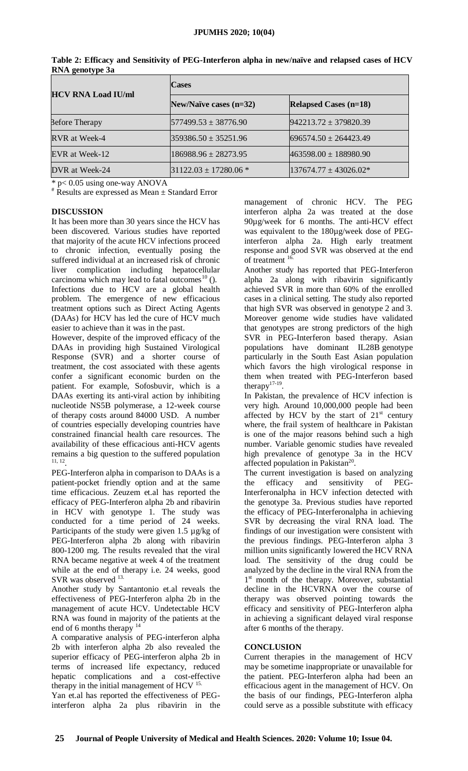**Table 2: Efficacy and Sensitivity of PEG-Interferon alpha in new/naïve and relapsed cases of HCV RNA genotype 3a**

| HCV RNA Load IU/ml | Cases | |
|---|---|---|
| | New/Naïve cases (n=32) | Relapsed Cases (n=18) |
| Before Therapy | 577499.53 ± 38776.90 | 942213.72 ± 379820.39 |
| RVR at Week-4 | 359386.50 ± 35251.96 | 696574.50 ± 264423.49 |
| EVR at Week-12 | 186988.96 ± 28273.95 | 463598.00 ± 188980.90 |
| DVR at Week-24 | 31122.03 ± 17280.06 * | 137674.77 ± 43026.02* |

* $p < 0.05$ using one-way ANOVA
# Results are expressed as Mean ± Standard Error

## DISCUSSION

It has been more than 30 years since the HCV has been discovered. Various studies have reported that majority of the acute HCV infections proceed to chronic infection, eventually posing the suffered individual at an increased risk of chronic liver complication including hepatocellular carcinoma which may lead to fatal outcomes[10] ().

Infections due to HCV are a global health problem. The emergence of new efficacious treatment options such as Direct Acting Agents (DAAs) for HCV has led the cure of HCV much easier to achieve than it was in the past.

However, despite of the improved efficacy of the DAAs in providing high Sustained Virological Response (SVR) and a shorter course of treatment, the cost associated with these agents confer a significant economic burden on the patient. For example, Sofosbuvir, which is a DAAs exerting its anti-viral action by inhibiting nucleotide NS5B polymerase, a 12-week course of therapy costs around 84000 USD. A number of countries especially developing countries have constrained financial health care resources. The availability of these efficacious anti-HCV agents remains a big question to the suffered population [11, 12].

PEG-Interferon alpha in comparison to DAAs is a patient-pocket friendly option and at the same time efficacious. Zeuzem et.al has reported the efficacy of PEG-Interferon alpha 2b and ribavirin in HCV with genotype 1. The study was conducted for a time period of 24 weeks. Participants of the study were given 1.5 µg/kg of PEG-Interferon alpha 2b along with ribavirin 800-1200 mg. The results revealed that the viral RNA became negative at week 4 of the treatment while at the end of therapy i.e. 24 weeks, good SVR was observed [13].

Another study by Santantonio et.al reveals the effectiveness of PEG-Interferon alpha 2b in the management of acute HCV. Undetectable HCV RNA was found in majority of the patients at the end of 6 months therapy [14]

A comparative analysis of PEG-interferon alpha 2b with interferon alpha 2b also revealed the superior efficacy of PEG-interferon alpha 2b in terms of increased life expectancy, reduced hepatic complications and a cost-effective therapy in the initial management of HCV [15].

Yan et.al has reported the effectiveness of PEG-interferon alpha 2a plus ribavirin in the management of chronic HCV. The PEG interferon alpha 2a was treated at the dose 90µg/week for 6 months. The anti-HCV effect was equivalent to the 180µg/week dose of PEG-interferon alpha 2a. High early treatment response and good SVR was observed at the end of treatment [16].

Another study has reported that PEG-Interferon alpha 2a along with ribavirin significantly achieved SVR in more than 60% of the enrolled cases in a clinical setting. The study also reported that high SVR was observed in genotype 2 and 3. Moreover genome wide studies have validated that genotypes are strong predictors of the high SVR in PEG-Interferon based therapy. Asian populations have dominant IL28B genotype particularly in the South East Asian population which favors the high virological response in them when treated with PEG-Interferon based therapy[17-19].

In Pakistan, the prevalence of HCV infection is very high. Around 10,000,000 people had been affected by HCV by the start of 21st century where, the frail system of healthcare in Pakistan is one of the major reasons behind such a high number. Variable genomic studies have revealed high prevalence of genotype 3a in the HCV affected population in Pakistan[20].

The current investigation is based on analyzing the efficacy and sensitivity of PEG-Interferonalpha in HCV infection detected with the genotype 3a. Previous studies have reported the efficacy of PEG-Interferonalpha in achieving SVR by decreasing the viral RNA load. The findings of our investigation were consistent with the previous findings. PEG-Interferon alpha 3 million units significantly lowered the HCV RNA load. The sensitivity of the drug could be analyzed by the decline in the viral RNA from the 1st month of the therapy. Moreover, substantial decline in the HCVRNA over the course of therapy was observed pointing towards the efficacy and sensitivity of PEG-Interferon alpha in achieving a significant delayed viral response after 6 months of the therapy.

## CONCLUSION

Current therapies in the management of HCV may be sometime inappropriate or unavailable for the patient. PEG-Interferon alpha had been an efficacious agent in the management of HCV. On the basis of our findings, PEG-Interferon alpha could serve as a possible substitute with efficacy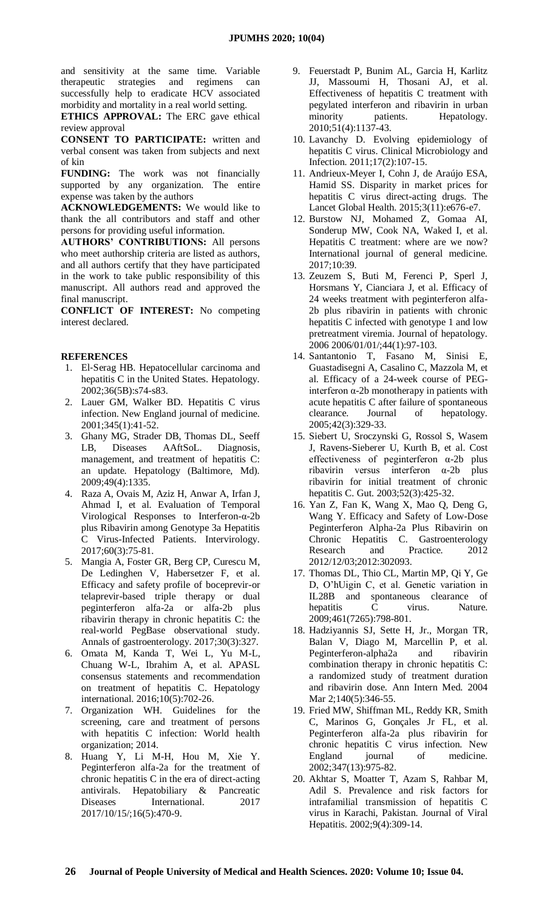and sensitivity at the same time. Variable therapeutic strategies and regimens can successfully help to eradicate HCV associated morbidity and mortality in a real world setting.

**ETHICS APPROVAL:** The ERC gave ethical review approval

**CONSENT TO PARTICIPATE:** written and verbal consent was taken from subjects and next of kin

**FUNDING:** The work was not financially supported by any organization. The entire expense was taken by the authors

**ACKNOWLEDGEMENTS:** We would like to thank the all contributors and staff and other persons for providing useful information.

**AUTHORS' CONTRIBUTIONS:** All persons who meet authorship criteria are listed as authors, and all authors certify that they have participated in the work to take public responsibility of this manuscript. All authors read and approved the final manuscript.

**CONFLICT OF INTEREST:** No competing interest declared.

**REFERENCES**

1. El-Serag HB. Hepatocellular carcinoma and hepatitis C in the United States. Hepatology. 2002;36(5B):s74-s83.
2. Lauer GM, Walker BD. Hepatitis C virus infection. New England journal of medicine. 2001;345(1):41-52.
3. Ghany MG, Strader DB, Thomas DL, Seeff LB, Diseases AAftSoL. Diagnosis, management, and treatment of hepatitis C: an update. Hepatology (Baltimore, Md). 2009;49(4):1335.
4. Raza A, Ovais M, Aziz H, Anwar A, Irfan J, Ahmad I, et al. Evaluation of Temporal Virological Responses to Interferon-α-2b plus Ribavirin among Genotype 3a Hepatitis C Virus-Infected Patients. Intervirology. 2017;60(3):75-81.
5. Mangia A, Foster GR, Berg CP, Curescu M, De Ledinghen V, Habersetzer F, et al. Efficacy and safety profile of boceprevir-or telaprevir-based triple therapy or dual peginterferon alfa-2a or alfa-2b plus ribavirin therapy in chronic hepatitis C: the real-world PegBase observational study. Annals of gastroenterology. 2017;30(3):327.
6. Omata M, Kanda T, Wei L, Yu M-L, Chuang W-L, Ibrahim A, et al. APASL consensus statements and recommendation on treatment of hepatitis C. Hepatology international. 2016;10(5):702-26.
7. Organization WH. Guidelines for the screening, care and treatment of persons with hepatitis C infection: World health organization; 2014.
8. Huang Y, Li M-H, Hou M, Xie Y. Peginterferon alfa-2a for the treatment of chronic hepatitis C in the era of direct-acting antivirals. Hepatobiliary & Pancreatic Diseases International. 2017 2017/10/15/;16(5):470-9.
9. Feuerstadt P, Bunim AL, Garcia H, Karlitz JJ, Massoumi H, Thosani AJ, et al. Effectiveness of hepatitis C treatment with pegylated interferon and ribavirin in urban minority patients. Hepatology. 2010;51(4):1137-43.
10. Lavanchy D. Evolving epidemiology of hepatitis C virus. Clinical Microbiology and Infection. 2011;17(2):107-15.
11. Andrieux-Meyer I, Cohn J, de Araújo ESA, Hamid SS. Disparity in market prices for hepatitis C virus direct-acting drugs. The Lancet Global Health. 2015;3(11):e676-e7.
12. Burstow NJ, Mohamed Z, Gomaa AI, Sonderup MW, Cook NA, Waked I, et al. Hepatitis C treatment: where are we now? International journal of general medicine. 2017;10:39.
13. Zeuzem S, Buti M, Ferenci P, Sperl J, Horsmans Y, Cianciara J, et al. Efficacy of 24 weeks treatment with peginterferon alfa-2b plus ribavirin in patients with chronic hepatitis C infected with genotype 1 and low pretreatment viremia. Journal of hepatology. 2006 2006/01/01/;44(1):97-103.
14. Santantonio T, Fasano M, Sinisi E, Guastadisegni A, Casalino C, Mazzola M, et al. Efficacy of a 24-week course of PEG-interferon α-2b monotherapy in patients with acute hepatitis C after failure of spontaneous clearance. Journal of hepatology. 2005;42(3):329-33.
15. Siebert U, Sroczynski G, Rossol S, Wasem J, Ravens-Sieberer U, Kurth B, et al. Cost effectiveness of peginterferon α-2b plus ribavirin versus interferon α-2b plus ribavirin for initial treatment of chronic hepatitis C. Gut. 2003;52(3):425-32.
16. Yan Z, Fan K, Wang X, Mao Q, Deng G, Wang Y. Efficacy and Safety of Low-Dose Peginterferon Alpha-2a Plus Ribavirin on Chronic Hepatitis C. Gastroenterology Research and Practice. 2012 2012/12/03;2012:302093.
17. Thomas DL, Thio CL, Martin MP, Qi Y, Ge D, O'hUigin C, et al. Genetic variation in IL28B and spontaneous clearance of hepatitis C virus. Nature. 2009;461(7265):798-801.
18. Hadziyannis SJ, Sette H, Jr., Morgan TR, Balan V, Diago M, Marcellin P, et al. Peginterferon-alpha2a and ribavirin combination therapy in chronic hepatitis C: a randomized study of treatment duration and ribavirin dose. Ann Intern Med. 2004 Mar 2;140(5):346-55.
19. Fried MW, Shiffman ML, Reddy KR, Smith C, Marinos G, Gonçales Jr FL, et al. Peginterferon alfa-2a plus ribavirin for chronic hepatitis C virus infection. New England journal of medicine. 2002;347(13):975-82.
20. Akhtar S, Moatter T, Azam S, Rahbar M, Adil S. Prevalence and risk factors for intrafamilial transmission of hepatitis C virus in Karachi, Pakistan. Journal of Viral Hepatitis. 2002;9(4):309-14.